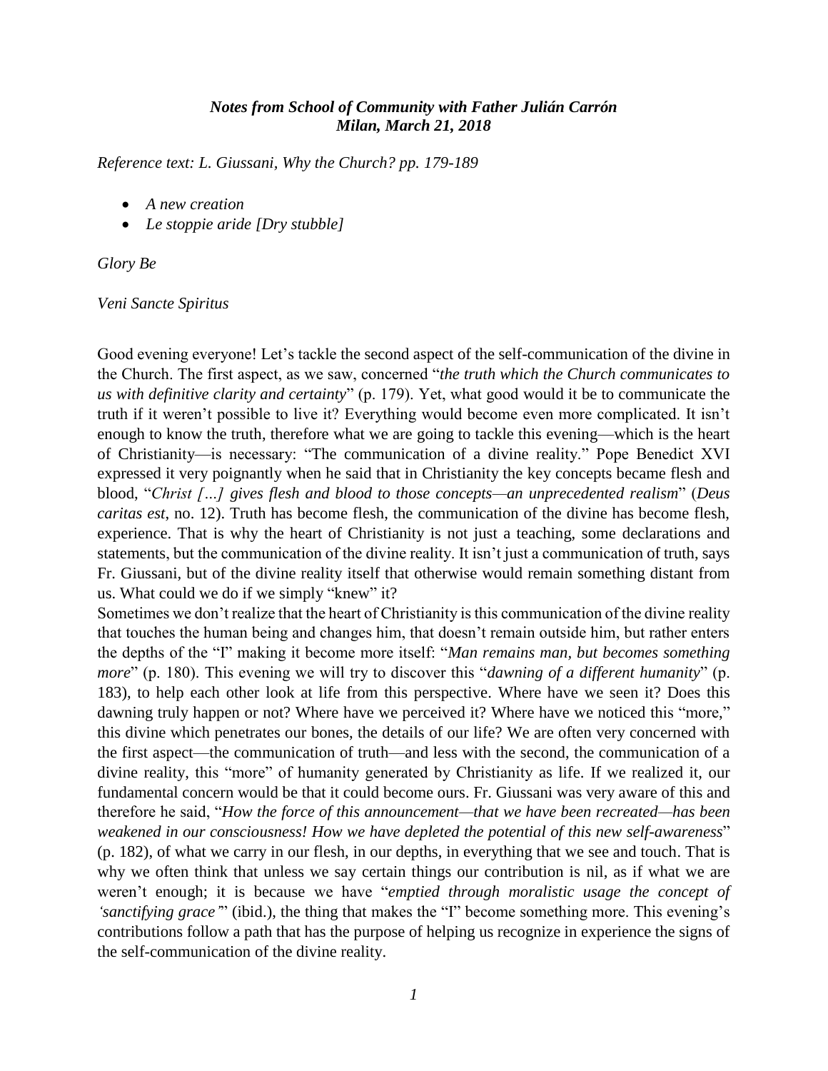***Notes from School of Community with Father Julián Carrón***
***Milan, March 21, 2018***

*Reference text: L. Giussani, Why the Church? pp. 179-189*

- *A new creation*
- *Le stoppie aride [Dry stubble]*

*Glory Be*

*Veni Sancte Spiritus*

Good evening everyone! Let's tackle the second aspect of the self-communication of the divine in the Church. The first aspect, as we saw, concerned "*the truth which the Church communicates to us with definitive clarity and certainty*" (p. 179). Yet, what good would it be to communicate the truth if it weren't possible to live it? Everything would become even more complicated. It isn't enough to know the truth, therefore what we are going to tackle this evening—which is the heart of Christianity—is necessary: "The communication of a divine reality." Pope Benedict XVI expressed it very poignantly when he said that in Christianity the key concepts became flesh and blood, "*Christ […] gives flesh and blood to those concepts—an unprecedented realism*" (*Deus caritas est*, no. 12). Truth has become flesh, the communication of the divine has become flesh, experience. That is why the heart of Christianity is not just a teaching, some declarations and statements, but the communication of the divine reality. It isn't just a communication of truth, says Fr. Giussani, but of the divine reality itself that otherwise would remain something distant from us. What could we do if we simply "knew" it?

Sometimes we don't realize that the heart of Christianity is this communication of the divine reality that touches the human being and changes him, that doesn't remain outside him, but rather enters the depths of the "I" making it become more itself: "*Man remains man, but becomes something more*" (p. 180). This evening we will try to discover this "*dawning of a different humanity*" (p. 183), to help each other look at life from this perspective. Where have we seen it? Does this dawning truly happen or not? Where have we perceived it? Where have we noticed this "more," this divine which penetrates our bones, the details of our life? We are often very concerned with the first aspect—the communication of truth—and less with the second, the communication of a divine reality, this "more" of humanity generated by Christianity as life. If we realized it, our fundamental concern would be that it could become ours. Fr. Giussani was very aware of this and therefore he said, "*How the force of this announcement—that we have been recreated—has been weakened in our consciousness! How we have depleted the potential of this new self-awareness*" (p. 182), of what we carry in our flesh, in our depths, in everything that we see and touch. That is why we often think that unless we say certain things our contribution is nil, as if what we are weren't enough; it is because we have "*emptied through moralistic usage the concept of 'sanctifying grace'*" (ibid.), the thing that makes the "I" become something more. This evening's contributions follow a path that has the purpose of helping us recognize in experience the signs of the self-communication of the divine reality.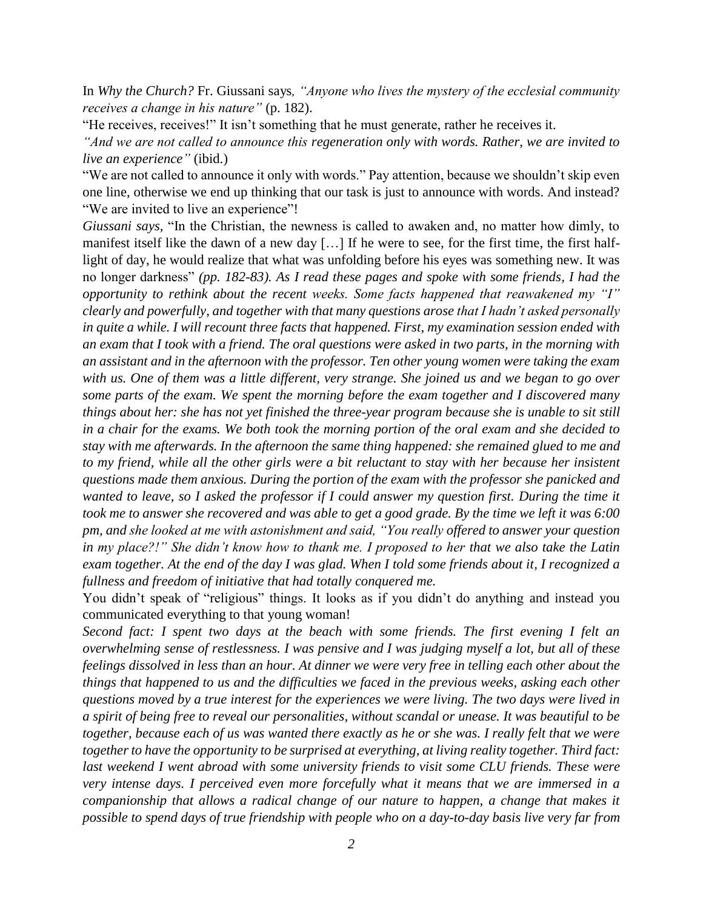In *Why the Church?* Fr. Giussani says, *"Anyone who lives the mystery of the ecclesial community receives a change in his nature"* (p. 182).

"He receives, receives!" It isn't something that he must generate, rather he receives it.

*"And we are not called to announce this regeneration only with words. Rather, we are invited to live an experience"* (ibid.)

"We are not called to announce it only with words." Pay attention, because we shouldn't skip even one line, otherwise we end up thinking that our task is just to announce with words. And instead? "We are invited to live an experience"!

*Giussani says,* "In the Christian, the newness is called to awaken and, no matter how dimly, to manifest itself like the dawn of a new day […] If he were to see, for the first time, the first half-light of day, he would realize that what was unfolding before his eyes was something new. It was no longer darkness" *(pp. 182-83). As I read these pages and spoke with some friends, I had the opportunity to rethink about the recent weeks. Some facts happened that reawakened my "I" clearly and powerfully, and together with that many questions arose that I hadn't asked personally in quite a while. I will recount three facts that happened. First, my examination session ended with an exam that I took with a friend. The oral questions were asked in two parts, in the morning with an assistant and in the afternoon with the professor. Ten other young women were taking the exam with us. One of them was a little different, very strange. She joined us and we began to go over some parts of the exam. We spent the morning before the exam together and I discovered many things about her: she has not yet finished the three-year program because she is unable to sit still in a chair for the exams. We both took the morning portion of the oral exam and she decided to stay with me afterwards. In the afternoon the same thing happened: she remained glued to me and to my friend, while all the other girls were a bit reluctant to stay with her because her insistent questions made them anxious. During the portion of the exam with the professor she panicked and wanted to leave, so I asked the professor if I could answer my question first. During the time it took me to answer she recovered and was able to get a good grade. By the time we left it was 6:00 pm, and she looked at me with astonishment and said, "You really offered to answer your question in my place?!" She didn't know how to thank me. I proposed to her that we also take the Latin exam together. At the end of the day I was glad. When I told some friends about it, I recognized a fullness and freedom of initiative that had totally conquered me.*

You didn't speak of "religious" things. It looks as if you didn't do anything and instead you communicated everything to that young woman!

*Second fact: I spent two days at the beach with some friends. The first evening I felt an overwhelming sense of restlessness. I was pensive and I was judging myself a lot, but all of these feelings dissolved in less than an hour. At dinner we were very free in telling each other about the things that happened to us and the difficulties we faced in the previous weeks, asking each other questions moved by a true interest for the experiences we were living. The two days were lived in a spirit of being free to reveal our personalities, without scandal or unease. It was beautiful to be together, because each of us was wanted there exactly as he or she was. I really felt that we were together to have the opportunity to be surprised at everything, at living reality together. Third fact: last weekend I went abroad with some university friends to visit some CLU friends. These were very intense days. I perceived even more forcefully what it means that we are immersed in a companionship that allows a radical change of our nature to happen, a change that makes it possible to spend days of true friendship with people who on a day-to-day basis live very far from*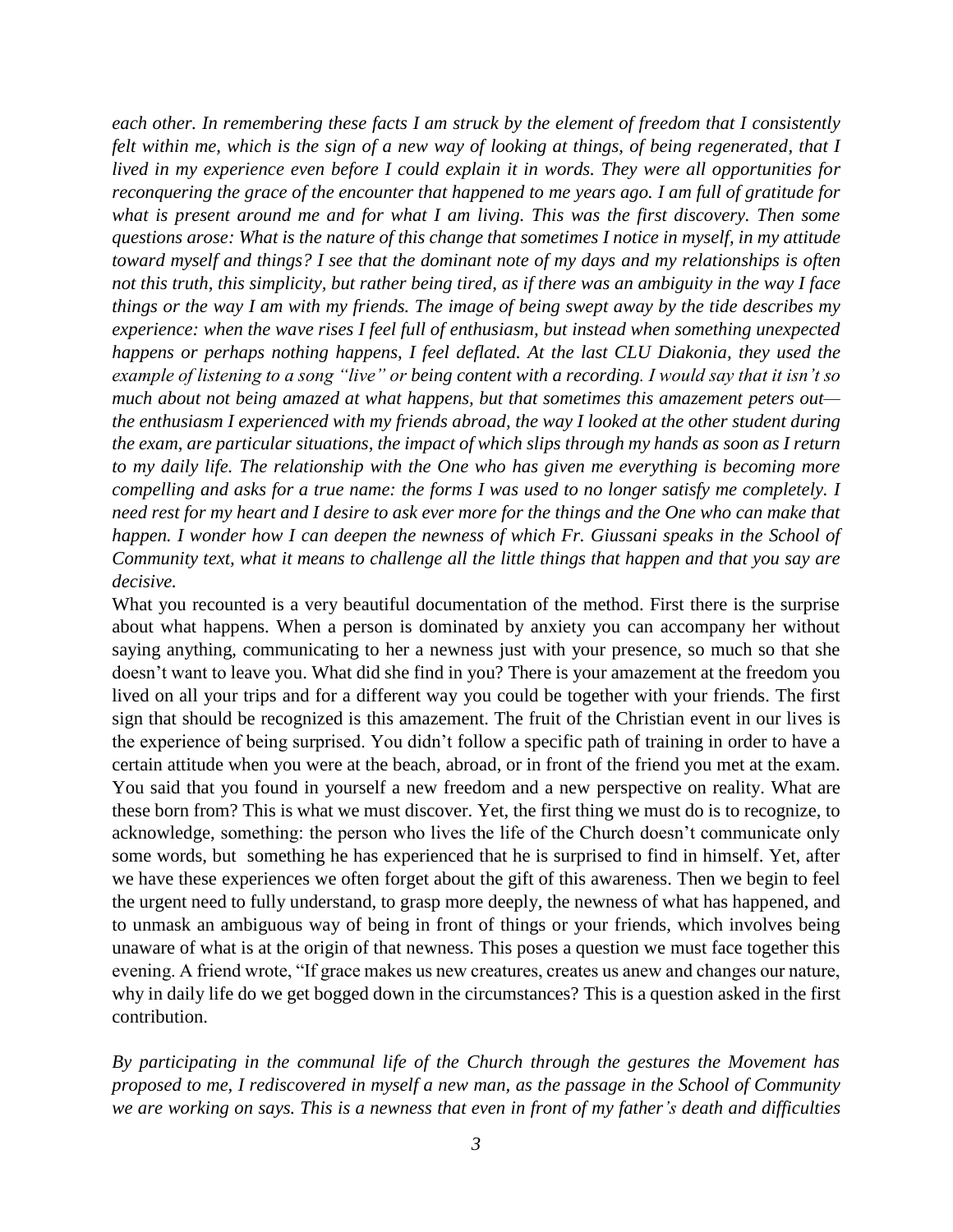*each other. In remembering these facts I am struck by the element of freedom that I consistently felt within me, which is the sign of a new way of looking at things, of being regenerated, that I lived in my experience even before I could explain it in words. They were all opportunities for reconquering the grace of the encounter that happened to me years ago. I am full of gratitude for what is present around me and for what I am living. This was the first discovery. Then some questions arose: What is the nature of this change that sometimes I notice in myself, in my attitude toward myself and things? I see that the dominant note of my days and my relationships is often not this truth, this simplicity, but rather being tired, as if there was an ambiguity in the way I face things or the way I am with my friends. The image of being swept away by the tide describes my experience: when the wave rises I feel full of enthusiasm, but instead when something unexpected happens or perhaps nothing happens, I feel deflated. At the last CLU Diakonia, they used the example of listening to a song "live" or being content with a recording. I would say that it isn't so much about not being amazed at what happens, but that sometimes this amazement peters out—the enthusiasm I experienced with my friends abroad, the way I looked at the other student during the exam, are particular situations, the impact of which slips through my hands as soon as I return to my daily life. The relationship with the One who has given me everything is becoming more compelling and asks for a true name: the forms I was used to no longer satisfy me completely. I need rest for my heart and I desire to ask ever more for the things and the One who can make that happen. I wonder how I can deepen the newness of which Fr. Giussani speaks in the School of Community text, what it means to challenge all the little things that happen and that you say are decisive.*

What you recounted is a very beautiful documentation of the method. First there is the surprise about what happens. When a person is dominated by anxiety you can accompany her without saying anything, communicating to her a newness just with your presence, so much so that she doesn't want to leave you. What did she find in you? There is your amazement at the freedom you lived on all your trips and for a different way you could be together with your friends. The first sign that should be recognized is this amazement. The fruit of the Christian event in our lives is the experience of being surprised. You didn't follow a specific path of training in order to have a certain attitude when you were at the beach, abroad, or in front of the friend you met at the exam. You said that you found in yourself a new freedom and a new perspective on reality. What are these born from? This is what we must discover. Yet, the first thing we must do is to recognize, to acknowledge, something: the person who lives the life of the Church doesn't communicate only some words, but something he has experienced that he is surprised to find in himself. Yet, after we have these experiences we often forget about the gift of this awareness. Then we begin to feel the urgent need to fully understand, to grasp more deeply, the newness of what has happened, and to unmask an ambiguous way of being in front of things or your friends, which involves being unaware of what is at the origin of that newness. This poses a question we must face together this evening. A friend wrote, "If grace makes us new creatures, creates us anew and changes our nature, why in daily life do we get bogged down in the circumstances? This is a question asked in the first contribution.

*By participating in the communal life of the Church through the gestures the Movement has proposed to me, I rediscovered in myself a new man, as the passage in the School of Community we are working on says. This is a newness that even in front of my father's death and difficulties*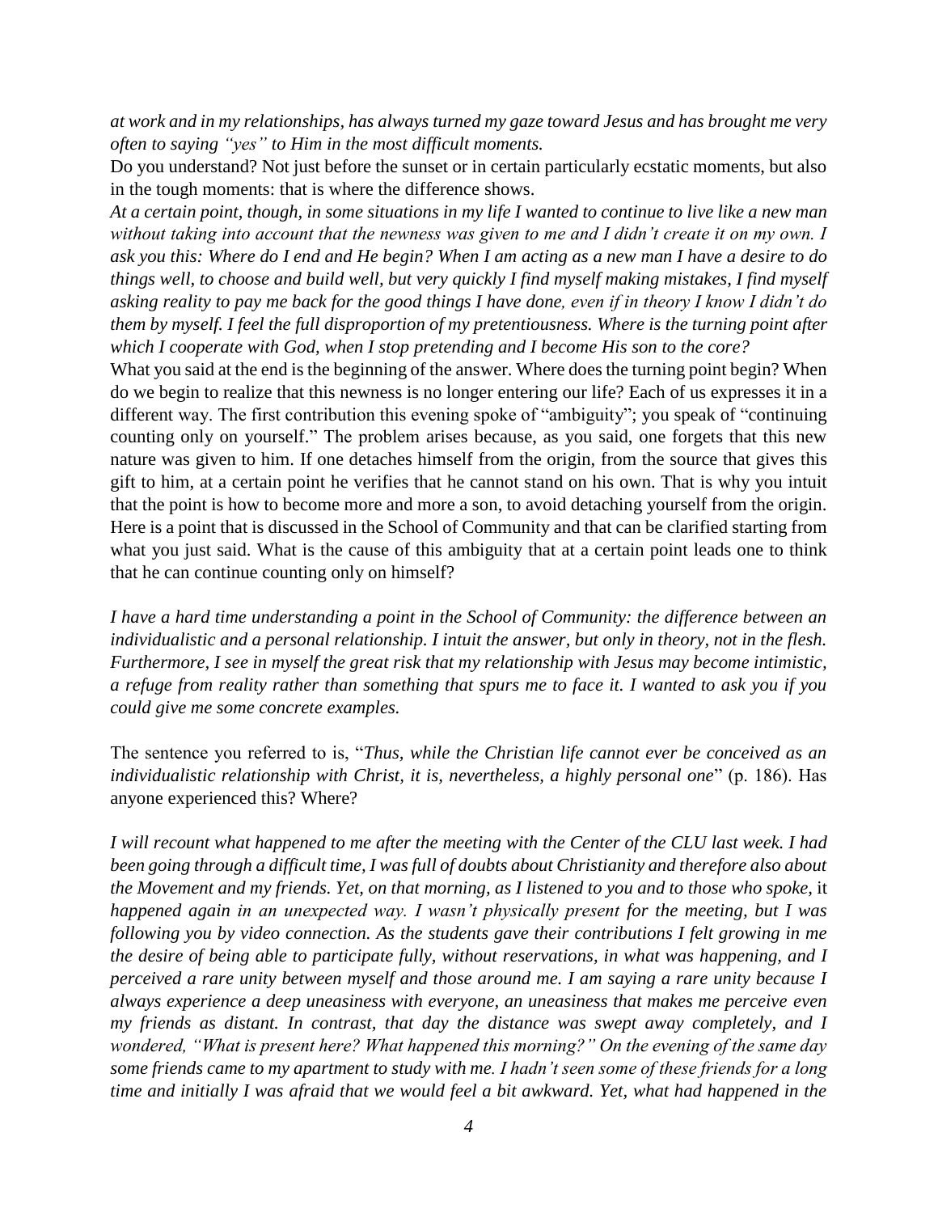*at work and in my relationships, has always turned my gaze toward Jesus and has brought me very often to saying "yes" to Him in the most difficult moments.*

Do you understand? Not just before the sunset or in certain particularly ecstatic moments, but also in the tough moments: that is where the difference shows.

*At a certain point, though, in some situations in my life I wanted to continue to live like a new man without taking into account that the newness was given to me and I didn't create it on my own. I ask you this: Where do I end and He begin? When I am acting as a new man I have a desire to do things well, to choose and build well, but very quickly I find myself making mistakes, I find myself asking reality to pay me back for the good things I have done, even if in theory I know I didn't do them by myself. I feel the full disproportion of my pretentiousness. Where is the turning point after which I cooperate with God, when I stop pretending and I become His son to the core?*

What you said at the end is the beginning of the answer. Where does the turning point begin? When do we begin to realize that this newness is no longer entering our life? Each of us expresses it in a different way. The first contribution this evening spoke of "ambiguity"; you speak of "continuing counting only on yourself." The problem arises because, as you said, one forgets that this new nature was given to him. If one detaches himself from the origin, from the source that gives this gift to him, at a certain point he verifies that he cannot stand on his own. That is why you intuit that the point is how to become more and more a son, to avoid detaching yourself from the origin. Here is a point that is discussed in the School of Community and that can be clarified starting from what you just said. What is the cause of this ambiguity that at a certain point leads one to think that he can continue counting only on himself?

*I have a hard time understanding a point in the School of Community: the difference between an individualistic and a personal relationship. I intuit the answer, but only in theory, not in the flesh. Furthermore, I see in myself the great risk that my relationship with Jesus may become intimistic, a refuge from reality rather than something that spurs me to face it. I wanted to ask you if you could give me some concrete examples.*

The sentence you referred to is, "*Thus, while the Christian life cannot ever be conceived as an individualistic relationship with Christ, it is, nevertheless, a highly personal one*" (p. 186). Has anyone experienced this? Where?

*I will recount what happened to me after the meeting with the Center of the CLU last week. I had been going through a difficult time, I was full of doubts about Christianity and therefore also about the Movement and my friends. Yet, on that morning, as I listened to you and to those who spoke,* it *happened again in an unexpected way. I wasn't physically present for the meeting, but I was following you by video connection. As the students gave their contributions I felt growing in me the desire of being able to participate fully, without reservations, in what was happening, and I perceived a rare unity between myself and those around me. I am saying a rare unity because I always experience a deep uneasiness with everyone, an uneasiness that makes me perceive even my friends as distant. In contrast, that day the distance was swept away completely, and I wondered, "What is present here? What happened this morning?" On the evening of the same day some friends came to my apartment to study with me. I hadn't seen some of these friends for a long time and initially I was afraid that we would feel a bit awkward. Yet, what had happened in the*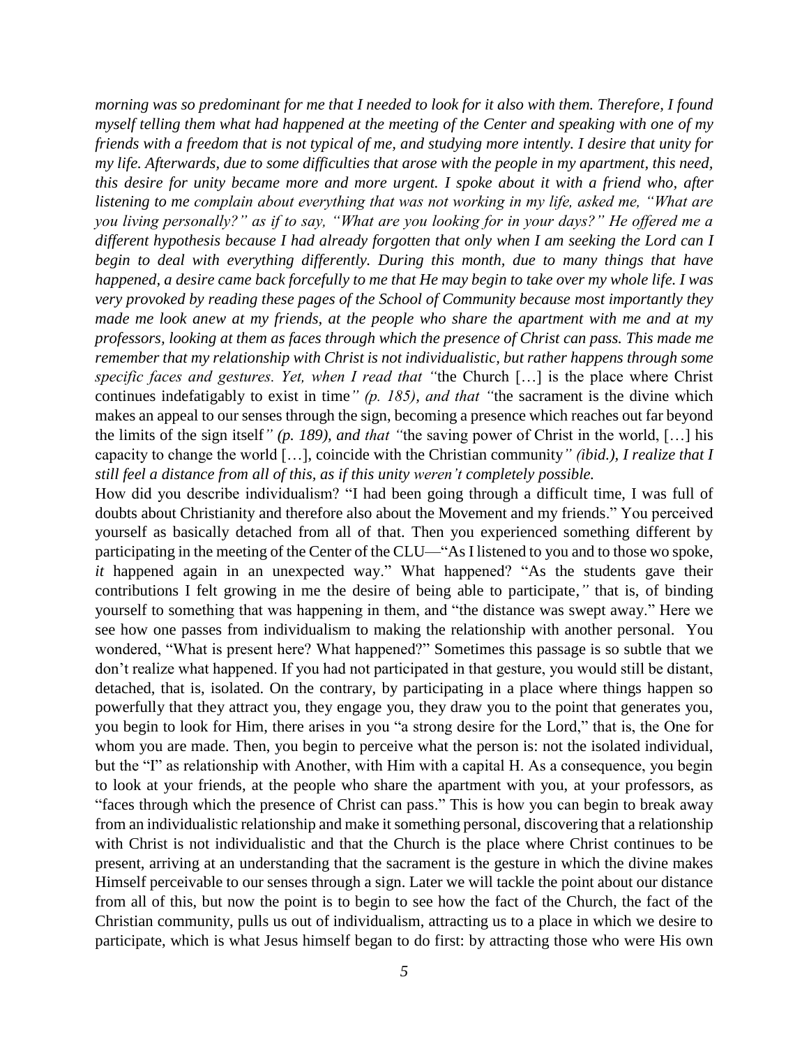*morning was so predominant for me that I needed to look for it also with them. Therefore, I found myself telling them what had happened at the meeting of the Center and speaking with one of my friends with a freedom that is not typical of me, and studying more intently. I desire that unity for my life. Afterwards, due to some difficulties that arose with the people in my apartment, this need, this desire for unity became more and more urgent. I spoke about it with a friend who, after listening to me complain about everything that was not working in my life, asked me, "What are you living personally?" as if to say, "What are you looking for in your days?" He offered me a different hypothesis because I had already forgotten that only when I am seeking the Lord can I begin to deal with everything differently. During this month, due to many things that have happened, a desire came back forcefully to me that He may begin to take over my whole life. I was very provoked by reading these pages of the School of Community because most importantly they made me look anew at my friends, at the people who share the apartment with me and at my professors, looking at them as faces through which the presence of Christ can pass. This made me remember that my relationship with Christ is not individualistic, but rather happens through some specific faces and gestures. Yet, when I read that "*the Church […] is the place where Christ continues indefatigably to exist in time*" (p. 185), and that "*the sacrament is the divine which makes an appeal to our senses through the sign, becoming a presence which reaches out far beyond the limits of the sign itself*" (p. 189), and that "*the saving power of Christ in the world, […] his capacity to change the world […], coincide with the Christian community*" (ibid.), I realize that I still feel a distance from all of this, as if this unity weren't completely possible.*

How did you describe individualism? "I had been going through a difficult time, I was full of doubts about Christianity and therefore also about the Movement and my friends." You perceived yourself as basically detached from all of that. Then you experienced something different by participating in the meeting of the Center of the CLU—"As I listened to you and to those wo spoke, *it* happened again in an unexpected way." What happened? "As the students gave their contributions I felt growing in me the desire of being able to participate," that is, of binding yourself to something that was happening in them, and "the distance was swept away." Here we see how one passes from individualism to making the relationship with another personal. You wondered, "What is present here? What happened?" Sometimes this passage is so subtle that we don't realize what happened. If you had not participated in that gesture, you would still be distant, detached, that is, isolated. On the contrary, by participating in a place where things happen so powerfully that they attract you, they engage you, they draw you to the point that generates you, you begin to look for Him, there arises in you "a strong desire for the Lord," that is, the One for whom you are made. Then, you begin to perceive what the person is: not the isolated individual, but the "I" as relationship with Another, with Him with a capital H. As a consequence, you begin to look at your friends, at the people who share the apartment with you, at your professors, as "faces through which the presence of Christ can pass." This is how you can begin to break away from an individualistic relationship and make it something personal, discovering that a relationship with Christ is not individualistic and that the Church is the place where Christ continues to be present, arriving at an understanding that the sacrament is the gesture in which the divine makes Himself perceivable to our senses through a sign. Later we will tackle the point about our distance from all of this, but now the point is to begin to see how the fact of the Church, the fact of the Christian community, pulls us out of individualism, attracting us to a place in which we desire to participate, which is what Jesus himself began to do first: by attracting those who were His own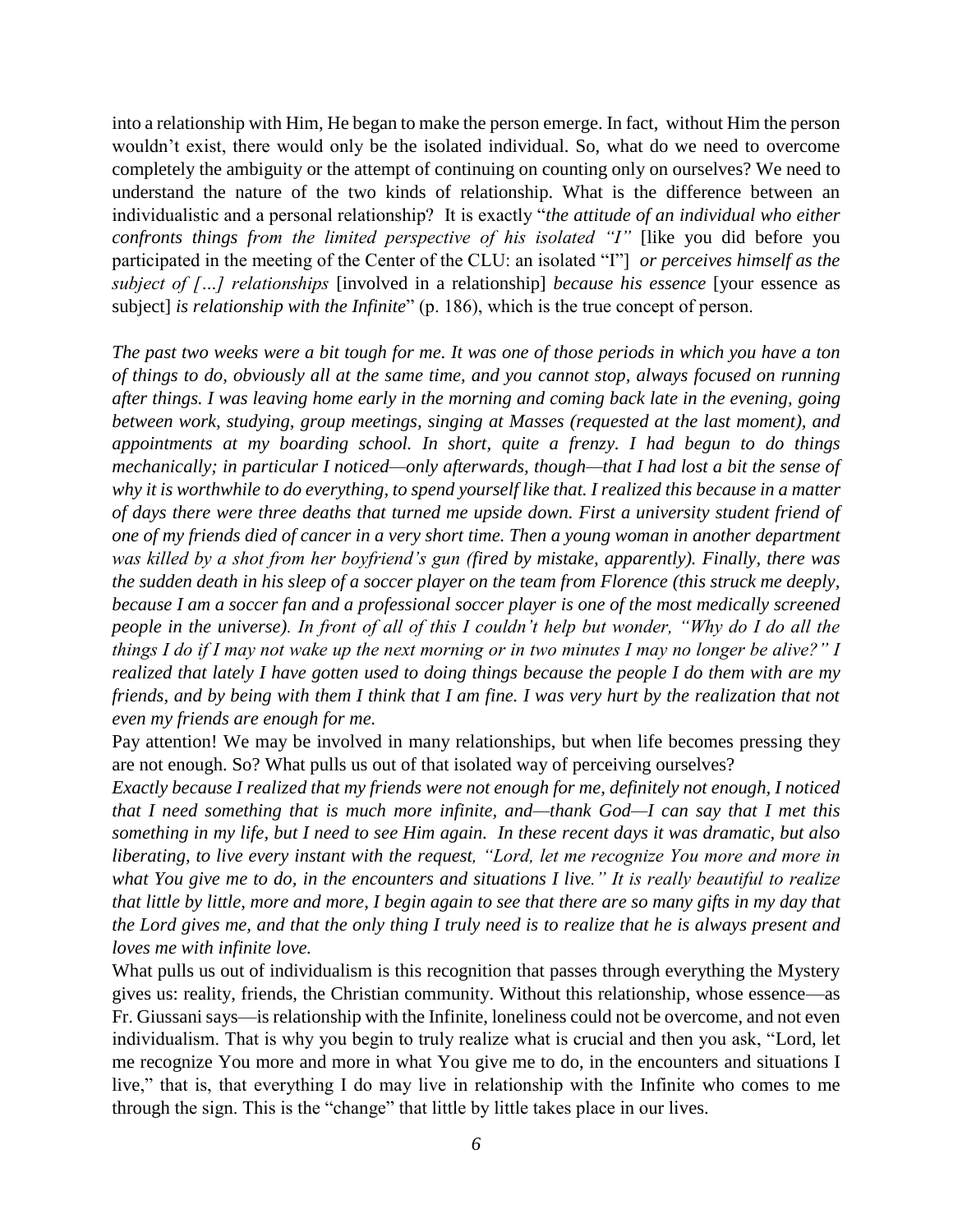into a relationship with Him, He began to make the person emerge. In fact, without Him the person wouldn't exist, there would only be the isolated individual. So, what do we need to overcome completely the ambiguity or the attempt of continuing on counting only on ourselves? We need to understand the nature of the two kinds of relationship. What is the difference between an individualistic and a personal relationship? It is exactly "*the attitude of an individual who either confronts things from the limited perspective of his isolated "I"* [like you did before you participated in the meeting of the Center of the CLU: an isolated "I"] *or perceives himself as the subject of […] relationships* [involved in a relationship] *because his essence* [your essence as subject] *is relationship with the Infinite*" (p. 186), which is the true concept of person.

*The past two weeks were a bit tough for me. It was one of those periods in which you have a ton of things to do, obviously all at the same time, and you cannot stop, always focused on running after things. I was leaving home early in the morning and coming back late in the evening, going between work, studying, group meetings, singing at Masses (requested at the last moment), and appointments at my boarding school. In short, quite a frenzy. I had begun to do things mechanically; in particular I noticed—only afterwards, though—that I had lost a bit the sense of why it is worthwhile to do everything, to spend yourself like that. I realized this because in a matter of days there were three deaths that turned me upside down. First a university student friend of one of my friends died of cancer in a very short time. Then a young woman in another department was killed by a shot from her boyfriend's gun (fired by mistake, apparently). Finally, there was the sudden death in his sleep of a soccer player on the team from Florence (this struck me deeply, because I am a soccer fan and a professional soccer player is one of the most medically screened people in the universe). In front of all of this I couldn't help but wonder, "Why do I do all the things I do if I may not wake up the next morning or in two minutes I may no longer be alive?" I realized that lately I have gotten used to doing things because the people I do them with are my friends, and by being with them I think that I am fine. I was very hurt by the realization that not even my friends are enough for me.*

Pay attention! We may be involved in many relationships, but when life becomes pressing they are not enough. So? What pulls us out of that isolated way of perceiving ourselves?

*Exactly because I realized that my friends were not enough for me, definitely not enough, I noticed that I need something that is much more infinite, and—thank God—I can say that I met this something in my life, but I need to see Him again. In these recent days it was dramatic, but also liberating, to live every instant with the request, "Lord, let me recognize You more and more in what You give me to do, in the encounters and situations I live." It is really beautiful to realize that little by little, more and more, I begin again to see that there are so many gifts in my day that the Lord gives me, and that the only thing I truly need is to realize that he is always present and loves me with infinite love.*

What pulls us out of individualism is this recognition that passes through everything the Mystery gives us: reality, friends, the Christian community. Without this relationship, whose essence—as Fr. Giussani says—is relationship with the Infinite, loneliness could not be overcome, and not even individualism. That is why you begin to truly realize what is crucial and then you ask, "Lord, let me recognize You more and more in what You give me to do, in the encounters and situations I live," that is, that everything I do may live in relationship with the Infinite who comes to me through the sign. This is the "change" that little by little takes place in our lives.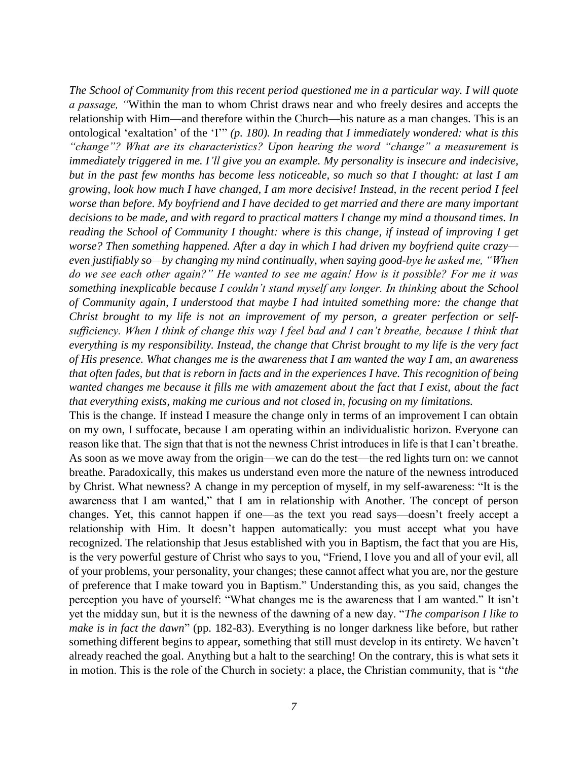*The School of Community from this recent period questioned me in a particular way. I will quote a passage, "*Within the man to whom Christ draws near and who freely desires and accepts the relationship with Him—and therefore within the Church—his nature as a man changes. This is an ontological 'exaltation' of the 'I'" *(p. 180). In reading that I immediately wondered: what is this "change"? What are its characteristics? Upon hearing the word "change" a measurement is immediately triggered in me. I'll give you an example. My personality is insecure and indecisive, but in the past few months has become less noticeable, so much so that I thought: at last I am growing, look how much I have changed, I am more decisive! Instead, in the recent period I feel worse than before. My boyfriend and I have decided to get married and there are many important decisions to be made, and with regard to practical matters I change my mind a thousand times. In reading the School of Community I thought: where is this change, if instead of improving I get worse? Then something happened. After a day in which I had driven my boyfriend quite crazy—even justifiably so—by changing my mind continually, when saying good-bye he asked me, "When do we see each other again?" He wanted to see me again! How is it possible? For me it was something inexplicable because I couldn't stand myself any longer. In thinking about the School of Community again, I understood that maybe I had intuited something more: the change that Christ brought to my life is not an improvement of my person, a greater perfection or self-sufficiency. When I think of change this way I feel bad and I can't breathe, because I think that everything is my responsibility. Instead, the change that Christ brought to my life is the very fact of His presence. What changes me is the awareness that I am wanted the way I am, an awareness that often fades, but that is reborn in facts and in the experiences I have. This recognition of being wanted changes me because it fills me with amazement about the fact that I exist, about the fact that everything exists, making me curious and not closed in, focusing on my limitations.*

This is the change. If instead I measure the change only in terms of an improvement I can obtain on my own, I suffocate, because I am operating within an individualistic horizon. Everyone can reason like that. The sign that that is not the newness Christ introduces in life is that I can't breathe. As soon as we move away from the origin—we can do the test—the red lights turn on: we cannot breathe. Paradoxically, this makes us understand even more the nature of the newness introduced by Christ. What newness? A change in my perception of myself, in my self-awareness: "It is the awareness that I am wanted," that I am in relationship with Another. The concept of person changes. Yet, this cannot happen if one—as the text you read says—doesn't freely accept a relationship with Him. It doesn't happen automatically: you must accept what you have recognized. The relationship that Jesus established with you in Baptism, the fact that you are His, is the very powerful gesture of Christ who says to you, "Friend, I love you and all of your evil, all of your problems, your personality, your changes; these cannot affect what you are, nor the gesture of preference that I make toward you in Baptism." Understanding this, as you said, changes the perception you have of yourself: "What changes me is the awareness that I am wanted." It isn't yet the midday sun, but it is the newness of the dawning of a new day. "*The comparison I like to make is in fact the dawn*" (pp. 182-83). Everything is no longer darkness like before, but rather something different begins to appear, something that still must develop in its entirety. We haven't already reached the goal. Anything but a halt to the searching! On the contrary, this is what sets it in motion. This is the role of the Church in society: a place, the Christian community, that is "*the*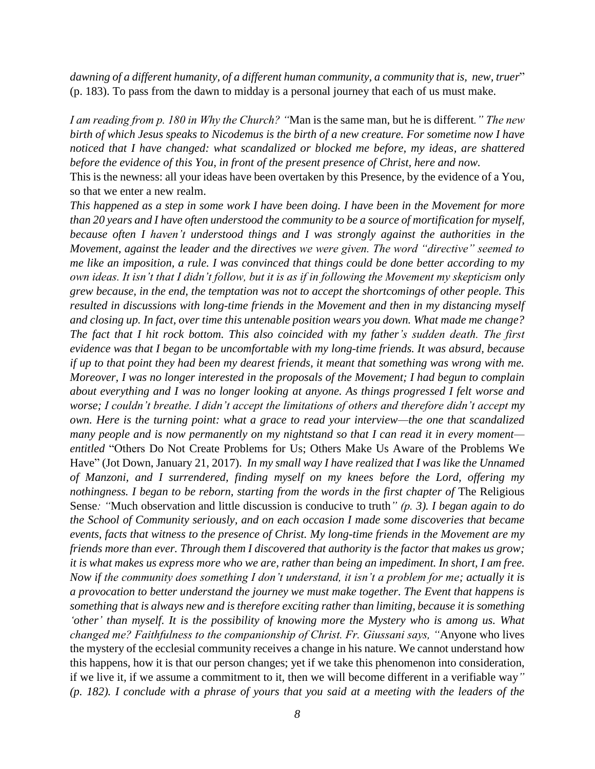*dawning of a different humanity, of a different human community, a community that is, new, truer*" (p. 183). To pass from the dawn to midday is a personal journey that each of us must make.

*I am reading from p. 180 in Why the Church? "*Man is the same man, but he is different*." The new birth of which Jesus speaks to Nicodemus is the birth of a new creature. For sometime now I have noticed that I have changed: what scandalized or blocked me before, my ideas, are shattered before the evidence of this You, in front of the present presence of Christ, here and now.*

This is the newness: all your ideas have been overtaken by this Presence, by the evidence of a You, so that we enter a new realm.

*This happened as a step in some work I have been doing. I have been in the Movement for more than 20 years and I have often understood the community to be a source of mortification for myself, because often I haven't understood things and I was strongly against the authorities in the Movement, against the leader and the directives we were given. The word "directive" seemed to me like an imposition, a rule. I was convinced that things could be done better according to my own ideas. It isn't that I didn't follow, but it is as if in following the Movement my skepticism only grew because, in the end, the temptation was not to accept the shortcomings of other people. This resulted in discussions with long-time friends in the Movement and then in my distancing myself and closing up. In fact, over time this untenable position wears you down. What made me change? The fact that I hit rock bottom. This also coincided with my father's sudden death. The first evidence was that I began to be uncomfortable with my long-time friends. It was absurd, because if up to that point they had been my dearest friends, it meant that something was wrong with me. Moreover, I was no longer interested in the proposals of the Movement; I had begun to complain about everything and I was no longer looking at anyone. As things progressed I felt worse and worse; I couldn't breathe. I didn't accept the limitations of others and therefore didn't accept my own. Here is the turning point: what a grace to read your interview—the one that scandalized many people and is now permanently on my nightstand so that I can read it in every moment—entitled* "Others Do Not Create Problems for Us; Others Make Us Aware of the Problems We Have" (Jot Down, January 21, 2017). *In my small way I have realized that I was like the Unnamed of Manzoni, and I surrendered, finding myself on my knees before the Lord, offering my nothingness. I began to be reborn, starting from the words in the first chapter of* The Religious Sense*: "*Much observation and little discussion is conducive to truth*" (p. 3). I began again to do the School of Community seriously, and on each occasion I made some discoveries that became events, facts that witness to the presence of Christ. My long-time friends in the Movement are my friends more than ever. Through them I discovered that authority is the factor that makes us grow; it is what makes us express more who we are, rather than being an impediment. In short, I am free. Now if the community does something I don't understand, it isn't a problem for me; actually it is a provocation to better understand the journey we must make together. The Event that happens is something that is always new and is therefore exciting rather than limiting, because it is something 'other' than myself. It is the possibility of knowing more the Mystery who is among us. What changed me? Faithfulness to the companionship of Christ. Fr. Giussani says, "*Anyone who lives the mystery of the ecclesial community receives a change in his nature. We cannot understand how this happens, how it is that our person changes; yet if we take this phenomenon into consideration, if we live it, if we assume a commitment to it, then we will become different in a verifiable way*" (p. 182). I conclude with a phrase of yours that you said at a meeting with the leaders of the*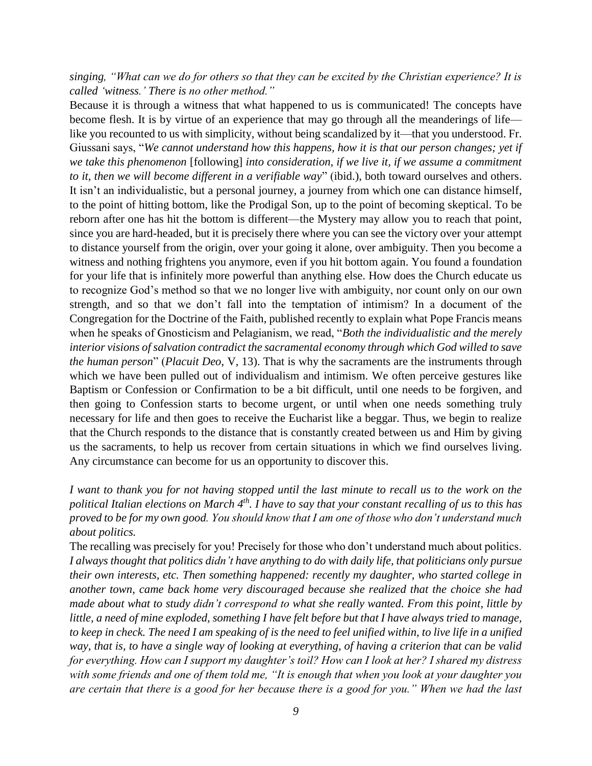*singing, "What can we do for others so that they can be excited by the Christian experience? It is called 'witness.' There is no other method."*

Because it is through a witness that what happened to us is communicated! The concepts have become flesh. It is by virtue of an experience that may go through all the meanderings of life—like you recounted to us with simplicity, without being scandalized by it—that you understood. Fr. Giussani says, "*We cannot understand how this happens, how it is that our person changes; yet if we take this phenomenon* [following] *into consideration, if we live it, if we assume a commitment to it, then we will become different in a verifiable way*" (ibid.), both toward ourselves and others. It isn't an individualistic, but a personal journey, a journey from which one can distance himself, to the point of hitting bottom, like the Prodigal Son, up to the point of becoming skeptical. To be reborn after one has hit the bottom is different—the Mystery may allow you to reach that point, since you are hard-headed, but it is precisely there where you can see the victory over your attempt to distance yourself from the origin, over your going it alone, over ambiguity. Then you become a witness and nothing frightens you anymore, even if you hit bottom again. You found a foundation for your life that is infinitely more powerful than anything else. How does the Church educate us to recognize God's method so that we no longer live with ambiguity, nor count only on our own strength, and so that we don't fall into the temptation of intimism? In a document of the Congregation for the Doctrine of the Faith, published recently to explain what Pope Francis means when he speaks of Gnosticism and Pelagianism, we read, "*Both the individualistic and the merely interior visions of salvation contradict the sacramental economy through which God willed to save the human person*" (*Placuit Deo*, V, 13). That is why the sacraments are the instruments through which we have been pulled out of individualism and intimism. We often perceive gestures like Baptism or Confession or Confirmation to be a bit difficult, until one needs to be forgiven, and then going to Confession starts to become urgent, or until when one needs something truly necessary for life and then goes to receive the Eucharist like a beggar. Thus, we begin to realize that the Church responds to the distance that is constantly created between us and Him by giving us the sacraments, to help us recover from certain situations in which we find ourselves living. Any circumstance can become for us an opportunity to discover this.

*I want to thank you for not having stopped until the last minute to recall us to the work on the political Italian elections on March 4th. I have to say that your constant recalling of us to this has proved to be for my own good. You should know that I am one of those who don't understand much about politics.*

The recalling was precisely for you! Precisely for those who don't understand much about politics.

*I always thought that politics didn't have anything to do with daily life, that politicians only pursue their own interests, etc. Then something happened: recently my daughter, who started college in another town, came back home very discouraged because she realized that the choice she had made about what to study didn't correspond to what she really wanted. From this point, little by little, a need of mine exploded, something I have felt before but that I have always tried to manage, to keep in check. The need I am speaking of is the need to feel unified within, to live life in a unified way, that is, to have a single way of looking at everything, of having a criterion that can be valid for everything. How can I support my daughter's toil? How can I look at her? I shared my distress with some friends and one of them told me, "It is enough that when you look at your daughter you are certain that there is a good for her because there is a good for you." When we had the last*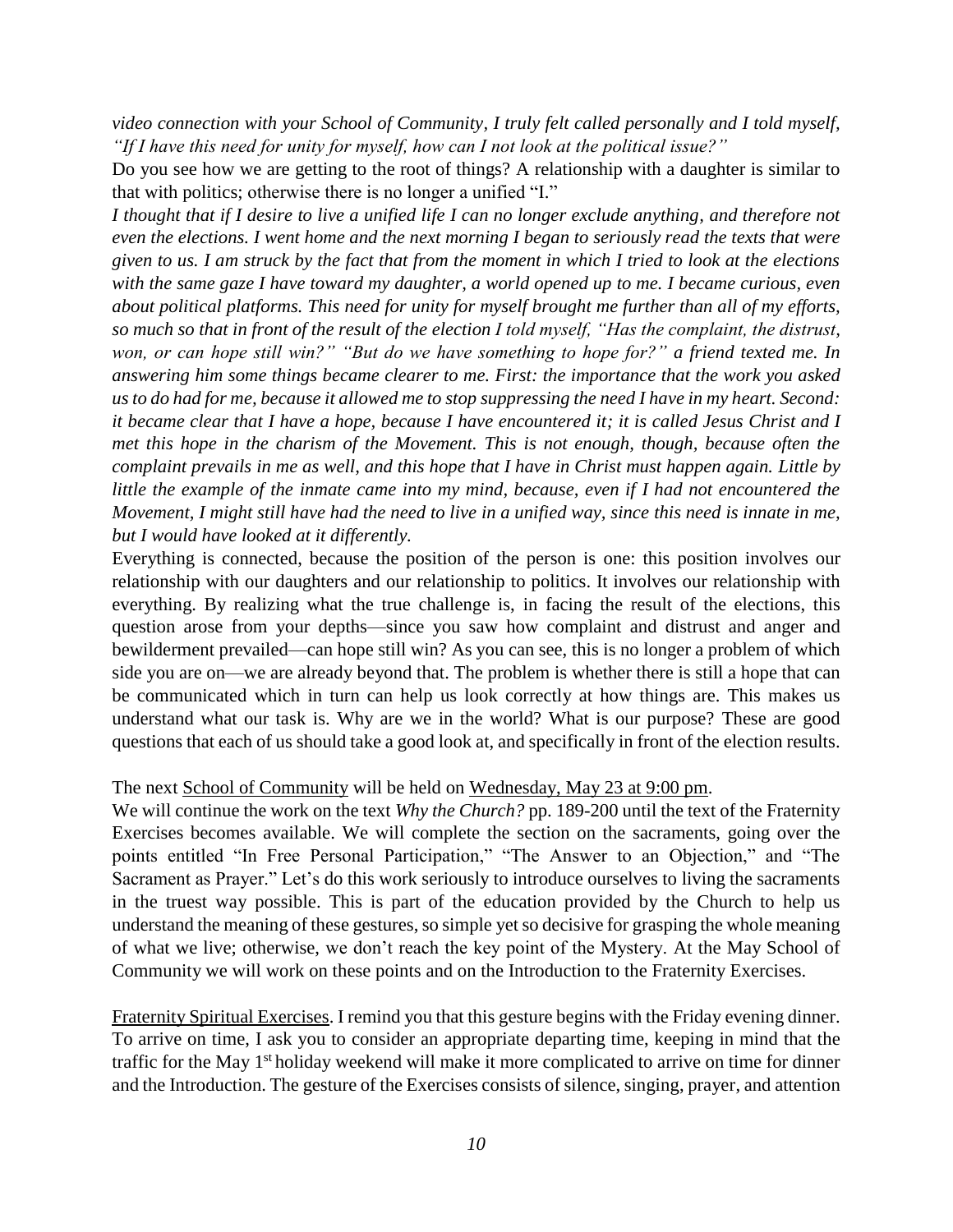*video connection with your School of Community, I truly felt called personally and I told myself, "If I have this need for unity for myself, how can I not look at the political issue?"*

Do you see how we are getting to the root of things? A relationship with a daughter is similar to that with politics; otherwise there is no longer a unified "I."

*I thought that if I desire to live a unified life I can no longer exclude anything, and therefore not even the elections. I went home and the next morning I began to seriously read the texts that were given to us. I am struck by the fact that from the moment in which I tried to look at the elections with the same gaze I have toward my daughter, a world opened up to me. I became curious, even about political platforms. This need for unity for myself brought me further than all of my efforts, so much so that in front of the result of the election I told myself, "Has the complaint, the distrust, won, or can hope still win?" "But do we have something to hope for?" a friend texted me. In answering him some things became clearer to me. First: the importance that the work you asked us to do had for me, because it allowed me to stop suppressing the need I have in my heart. Second: it became clear that I have a hope, because I have encountered it; it is called Jesus Christ and I met this hope in the charism of the Movement. This is not enough, though, because often the complaint prevails in me as well, and this hope that I have in Christ must happen again. Little by little the example of the inmate came into my mind, because, even if I had not encountered the Movement, I might still have had the need to live in a unified way, since this need is innate in me, but I would have looked at it differently.*

Everything is connected, because the position of the person is one: this position involves our relationship with our daughters and our relationship to politics. It involves our relationship with everything. By realizing what the true challenge is, in facing the result of the elections, this question arose from your depths—since you saw how complaint and distrust and anger and bewilderment prevailed—can hope still win? As you can see, this is no longer a problem of which side you are on—we are already beyond that. The problem is whether there is still a hope that can be communicated which in turn can help us look correctly at how things are. This makes us understand what our task is. Why are we in the world? What is our purpose? These are good questions that each of us should take a good look at, and specifically in front of the election results.

The next <u>School of Community</u> will be held on <u>Wednesday, May 23 at 9:00 pm</u>.

We will continue the work on the text *Why the Church?* pp. 189-200 until the text of the Fraternity Exercises becomes available. We will complete the section on the sacraments, going over the points entitled "In Free Personal Participation," "The Answer to an Objection," and "The Sacrament as Prayer." Let's do this work seriously to introduce ourselves to living the sacraments in the truest way possible. This is part of the education provided by the Church to help us understand the meaning of these gestures, so simple yet so decisive for grasping the whole meaning of what we live; otherwise, we don't reach the key point of the Mystery. At the May School of Community we will work on these points and on the Introduction to the Fraternity Exercises.

<u>Fraternity Spiritual Exercises</u>. I remind you that this gesture begins with the Friday evening dinner. To arrive on time, I ask you to consider an appropriate departing time, keeping in mind that the traffic for the May 1st holiday weekend will make it more complicated to arrive on time for dinner and the Introduction. The gesture of the Exercises consists of silence, singing, prayer, and attention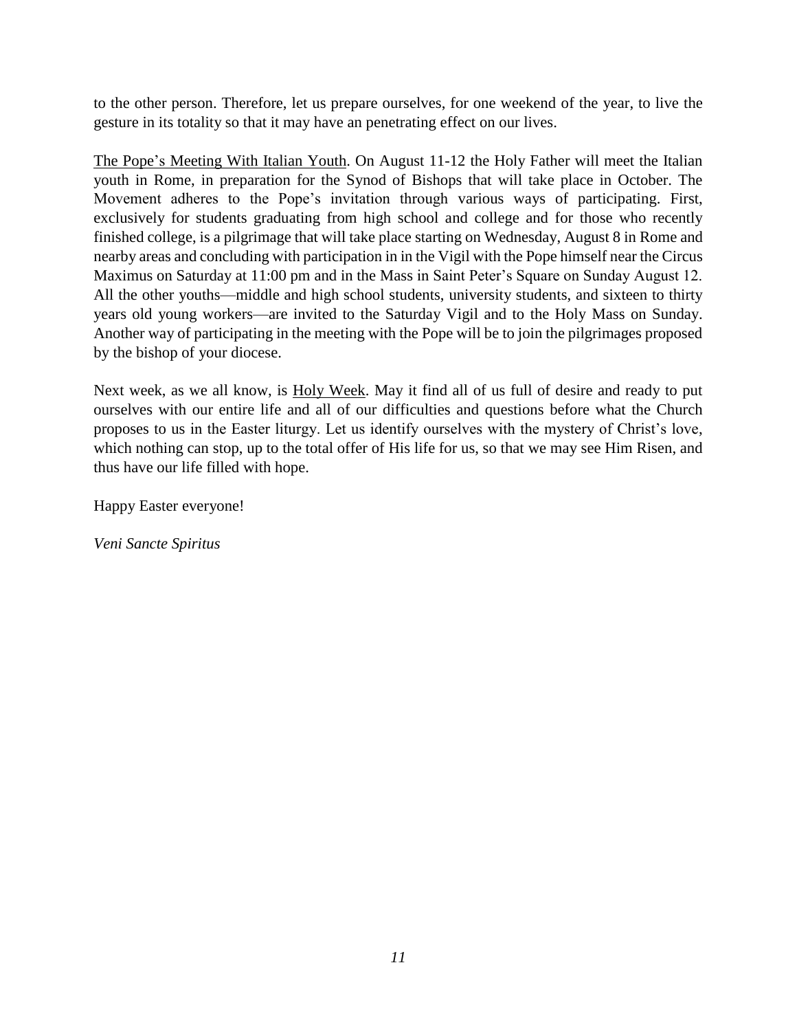to the other person. Therefore, let us prepare ourselves, for one weekend of the year, to live the gesture in its totality so that it may have an penetrating effect on our lives.

The Pope's Meeting With Italian Youth. On August 11-12 the Holy Father will meet the Italian youth in Rome, in preparation for the Synod of Bishops that will take place in October. The Movement adheres to the Pope's invitation through various ways of participating. First, exclusively for students graduating from high school and college and for those who recently finished college, is a pilgrimage that will take place starting on Wednesday, August 8 in Rome and nearby areas and concluding with participation in in the Vigil with the Pope himself near the Circus Maximus on Saturday at 11:00 pm and in the Mass in Saint Peter's Square on Sunday August 12. All the other youths—middle and high school students, university students, and sixteen to thirty years old young workers—are invited to the Saturday Vigil and to the Holy Mass on Sunday. Another way of participating in the meeting with the Pope will be to join the pilgrimages proposed by the bishop of your diocese.

Next week, as we all know, is Holy Week. May it find all of us full of desire and ready to put ourselves with our entire life and all of our difficulties and questions before what the Church proposes to us in the Easter liturgy. Let us identify ourselves with the mystery of Christ's love, which nothing can stop, up to the total offer of His life for us, so that we may see Him Risen, and thus have our life filled with hope.

Happy Easter everyone!

*Veni Sancte Spiritus*